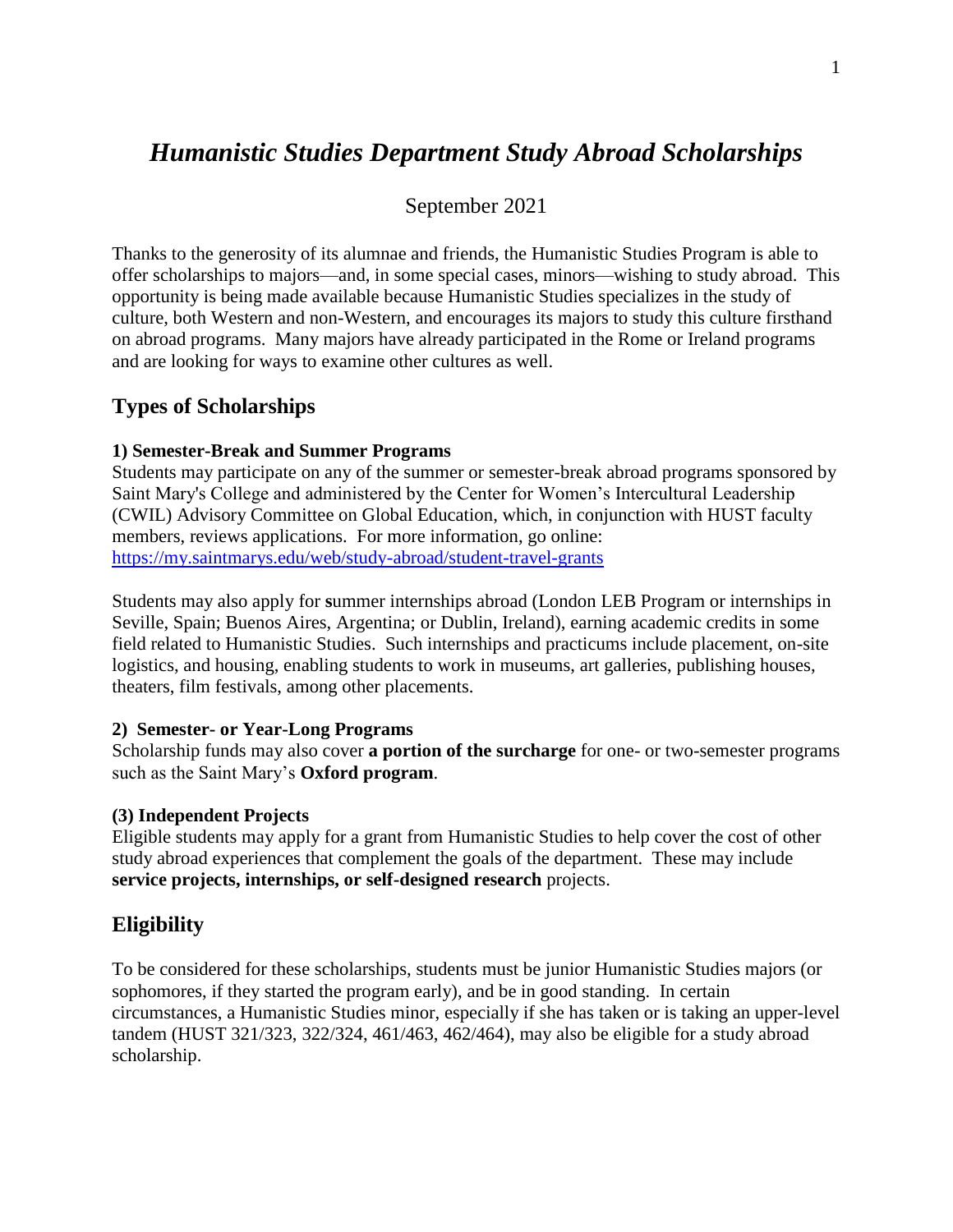# *Humanistic Studies Department Study Abroad Scholarships*

September 2021

Thanks to the generosity of its alumnae and friends, the Humanistic Studies Program is able to offer scholarships to majors—and, in some special cases, minors—wishing to study abroad. This opportunity is being made available because Humanistic Studies specializes in the study of culture, both Western and non-Western, and encourages its majors to study this culture firsthand on abroad programs. Many majors have already participated in the Rome or Ireland programs and are looking for ways to examine other cultures as well.

## Types of Scholarships

**1) Semester-Break and Summer Programs**

Students may participate on any of the summer or semester-break abroad programs sponsored by Saint Mary's College and administered by the Center for Women's Intercultural Leadership (CWIL) Advisory Committee on Global Education, which, in conjunction with HUST faculty members, reviews applications. For more information, go online: https://my.saintmarys.edu/web/study-abroad/student-travel-grants

Students may also apply for **s**ummer internships abroad (London LEB Program or internships in Seville, Spain; Buenos Aires, Argentina; or Dublin, Ireland), earning academic credits in some field related to Humanistic Studies. Such internships and practicums include placement, on-site logistics, and housing, enabling students to work in museums, art galleries, publishing houses, theaters, film festivals, among other placements.

**2) Semester- or Year-Long Programs**

Scholarship funds may also cover **a portion of the surcharge** for one- or two-semester programs such as the Saint Mary's **Oxford program**.

**(3) Independent Projects**

Eligible students may apply for a grant from Humanistic Studies to help cover the cost of other study abroad experiences that complement the goals of the department. These may include **service projects, internships, or self-designed research** projects.

## Eligibility

To be considered for these scholarships, students must be junior Humanistic Studies majors (or sophomores, if they started the program early), and be in good standing. In certain circumstances, a Humanistic Studies minor, especially if she has taken or is taking an upper-level tandem (HUST 321/323, 322/324, 461/463, 462/464), may also be eligible for a study abroad scholarship.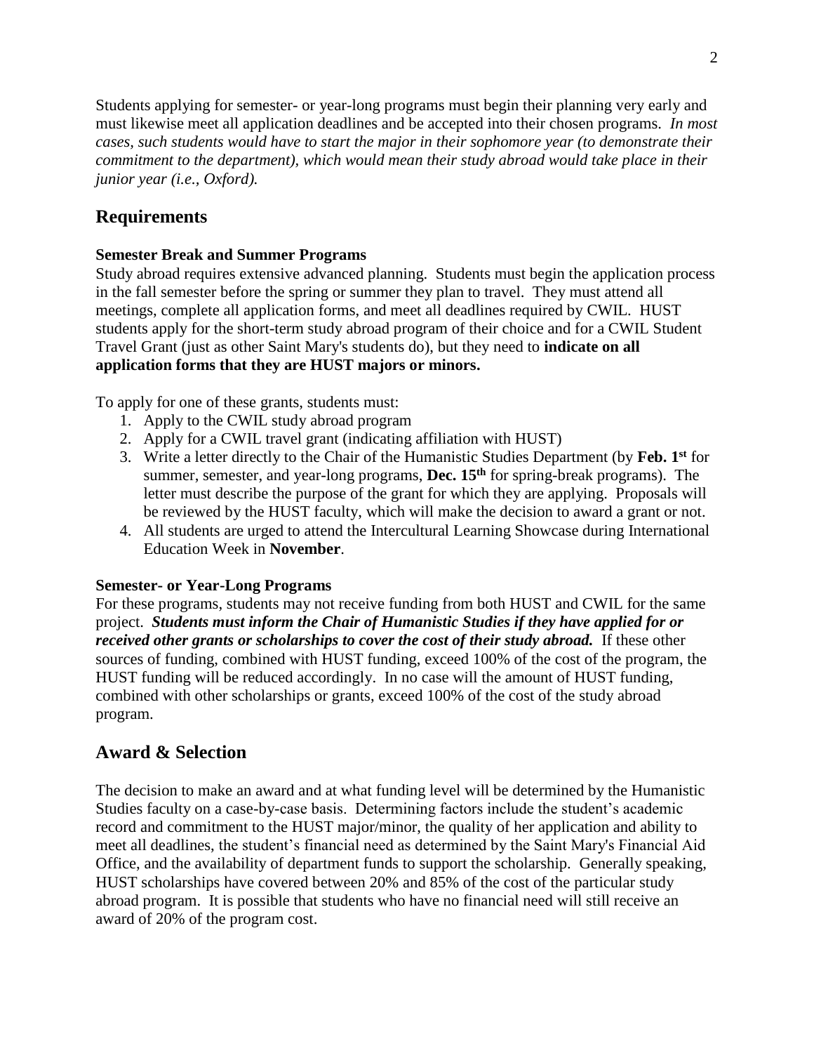Students applying for semester- or year-long programs must begin their planning very early and must likewise meet all application deadlines and be accepted into their chosen programs. *In most cases, such students would have to start the major in their sophomore year (to demonstrate their commitment to the department), which would mean their study abroad would take place in their junior year (i.e., Oxford).*

## Requirements

**Semester Break and Summer Programs**

Study abroad requires extensive advanced planning. Students must begin the application process in the fall semester before the spring or summer they plan to travel. They must attend all meetings, complete all application forms, and meet all deadlines required by CWIL. HUST students apply for the short-term study abroad program of their choice and for a CWIL Student Travel Grant (just as other Saint Mary's students do), but they need to **indicate on all application forms that they are HUST majors or minors.**

To apply for one of these grants, students must:

1. Apply to the CWIL study abroad program
2. Apply for a CWIL travel grant (indicating affiliation with HUST)
3. Write a letter directly to the Chair of the Humanistic Studies Department (by **Feb. 1st** for summer, semester, and year-long programs, **Dec. 15th** for spring-break programs). The letter must describe the purpose of the grant for which they are applying. Proposals will be reviewed by the HUST faculty, which will make the decision to award a grant or not.
4. All students are urged to attend the Intercultural Learning Showcase during International Education Week in **November**.

**Semester- or Year-Long Programs**

For these programs, students may not receive funding from both HUST and CWIL for the same project. ***Students must inform the Chair of Humanistic Studies if they have applied for or received other grants or scholarships to cover the cost of their study abroad.*** If these other sources of funding, combined with HUST funding, exceed 100% of the cost of the program, the HUST funding will be reduced accordingly. In no case will the amount of HUST funding, combined with other scholarships or grants, exceed 100% of the cost of the study abroad program.

## Award & Selection

The decision to make an award and at what funding level will be determined by the Humanistic Studies faculty on a case-by-case basis. Determining factors include the student's academic record and commitment to the HUST major/minor, the quality of her application and ability to meet all deadlines, the student's financial need as determined by the Saint Mary's Financial Aid Office, and the availability of department funds to support the scholarship. Generally speaking, HUST scholarships have covered between 20% and 85% of the cost of the particular study abroad program. It is possible that students who have no financial need will still receive an award of 20% of the program cost.